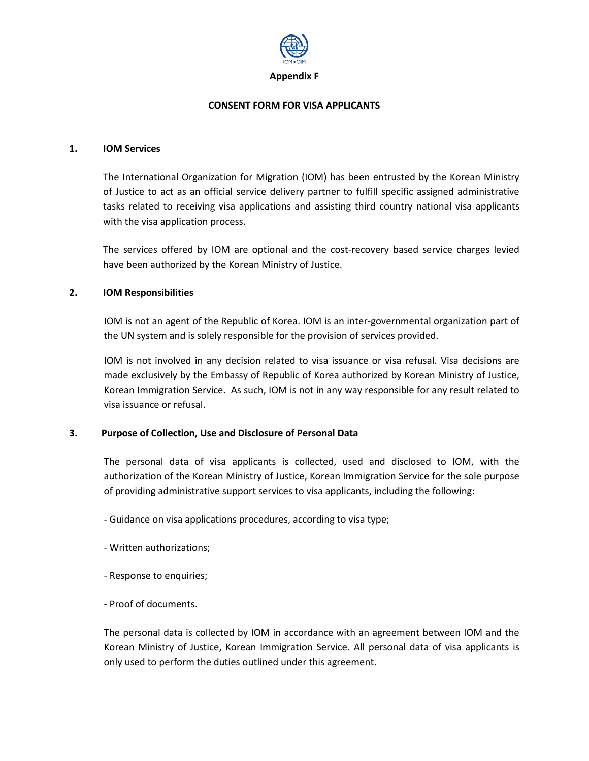**Appendix F**

**CONSENT FORM FOR VISA APPLICANTS**

## 1. IOM Services

The International Organization for Migration (IOM) has been entrusted by the Korean Ministry of Justice to act as an official service delivery partner to fulfill specific assigned administrative tasks related to receiving visa applications and assisting third country national visa applicants with the visa application process.

The services offered by IOM are optional and the cost-recovery based service charges levied have been authorized by the Korean Ministry of Justice.

## 2. IOM Responsibilities

IOM is not an agent of the Republic of Korea. IOM is an inter-governmental organization part of the UN system and is solely responsible for the provision of services provided.

IOM is not involved in any decision related to visa issuance or visa refusal. Visa decisions are made exclusively by the Embassy of Republic of Korea authorized by Korean Ministry of Justice, Korean Immigration Service. As such, IOM is not in any way responsible for any result related to visa issuance or refusal.

## 3. Purpose of Collection, Use and Disclosure of Personal Data

The personal data of visa applicants is collected, used and disclosed to IOM, with the authorization of the Korean Ministry of Justice, Korean Immigration Service for the sole purpose of providing administrative support services to visa applicants, including the following:

- Guidance on visa applications procedures, according to visa type;
- Written authorizations;
- Response to enquiries;
- Proof of documents.

The personal data is collected by IOM in accordance with an agreement between IOM and the Korean Ministry of Justice, Korean Immigration Service. All personal data of visa applicants is only used to perform the duties outlined under this agreement.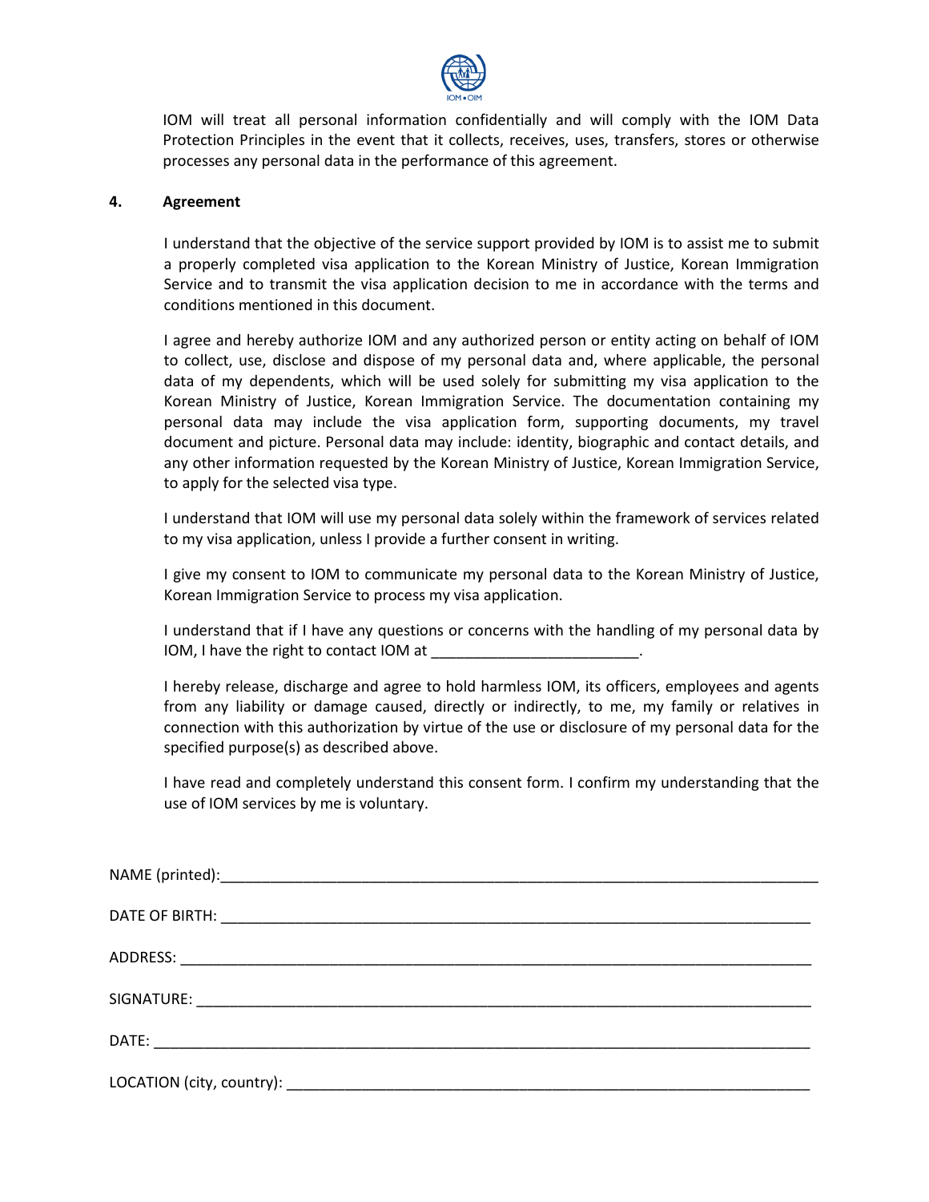IOM will treat all personal information confidentially and will comply with the IOM Data Protection Principles in the event that it collects, receives, uses, transfers, stores or otherwise processes any personal data in the performance of this agreement.

**4. Agreement**

I understand that the objective of the service support provided by IOM is to assist me to submit a properly completed visa application to the Korean Ministry of Justice, Korean Immigration Service and to transmit the visa application decision to me in accordance with the terms and conditions mentioned in this document.

I agree and hereby authorize IOM and any authorized person or entity acting on behalf of IOM to collect, use, disclose and dispose of my personal data and, where applicable, the personal data of my dependents, which will be used solely for submitting my visa application to the Korean Ministry of Justice, Korean Immigration Service. The documentation containing my personal data may include the visa application form, supporting documents, my travel document and picture. Personal data may include: identity, biographic and contact details, and any other information requested by the Korean Ministry of Justice, Korean Immigration Service, to apply for the selected visa type.

I understand that IOM will use my personal data solely within the framework of services related to my visa application, unless I provide a further consent in writing.

I give my consent to IOM to communicate my personal data to the Korean Ministry of Justice, Korean Immigration Service to process my visa application.

I understand that if I have any questions or concerns with the handling of my personal data by IOM, I have the right to contact IOM at ________________________.

I hereby release, discharge and agree to hold harmless IOM, its officers, employees and agents from any liability or damage caused, directly or indirectly, to me, my family or relatives in connection with this authorization by virtue of the use or disclosure of my personal data for the specified purpose(s) as described above.

I have read and completely understand this consent form. I confirm my understanding that the use of IOM services by me is voluntary.

NAME (printed): ________________________________________________________________

DATE OF BIRTH: ________________________________________________________________

ADDRESS: ________________________________________________________________

SIGNATURE: ________________________________________________________________

DATE: ________________________________________________________________

LOCATION (city, country): ______________________________________________________